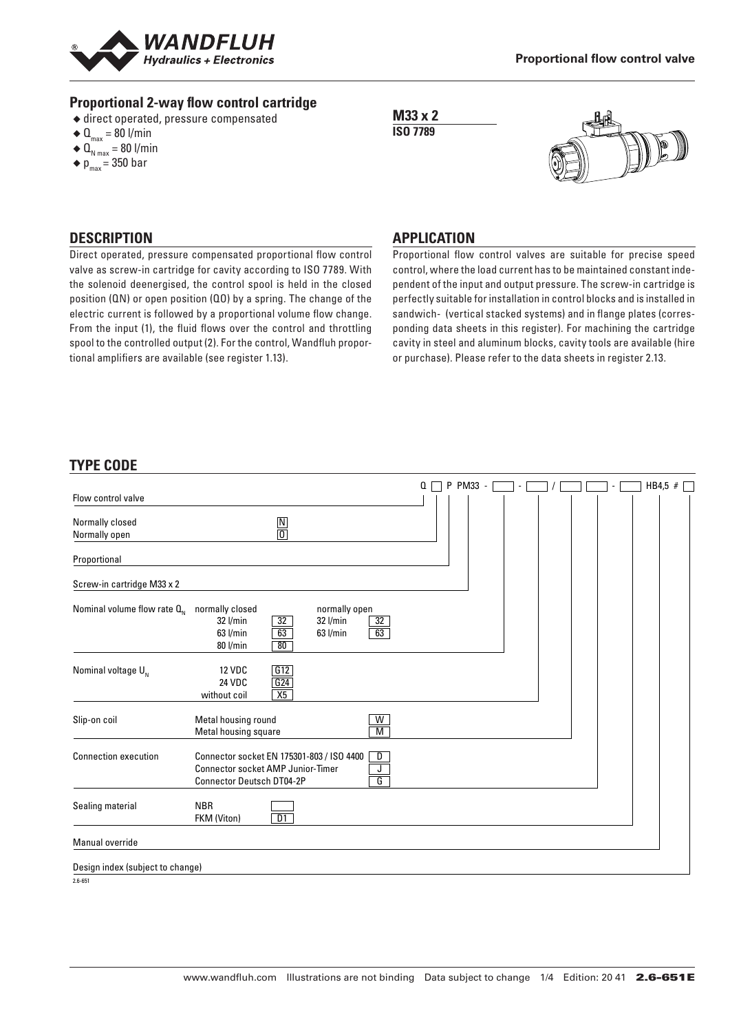**Proportional flow control valve**

## Proportional 2-way flow control cartridge

- direct operated, pressure compensated
- $Q_{max}$ = 80 l/min
- $Q_{N\,max}$ = 80 l/min
- $p_{max}$ = 350 bar

**M33 x 2**
**ISO 7789**

## DESCRIPTION

Direct operated, pressure compensated proportional flow control valve as screw-in cartridge for cavity according to ISO 7789. With the solenoid deenergised, the control spool is held in the closed position (QN) or open position (QO) by a spring. The change of the electric current is followed by a proportional volume flow change. From the input (1), the fluid flows over the control and throttling spool to the controlled output (2). For the control, Wandfluh proportional amplifiers are available (see register 1.13).

## APPLICATION

Proportional flow control valves are suitable for precise speed control, where the load current has to be maintained constant independent of the input and output pressure. The screw-in cartridge is perfectly suitable for installation in control blocks and is installed in sandwich- (vertical stacked systems) and in flange plates (corresponding data sheets in this register). For machining the cartridge cavity in steel and aluminum blocks, cavity tools are available (hire or purchase). Please refer to the data sheets in register 2.13.

## TYPE CODE

Q [ ] P PM33 - [ ] - [ ] / [ ] [ ] - [ ] HB4,5 # [ ]

| Position | Description | Code |
|---|---|---|
| Flow control valve | | Q |
| Normally closed | | N |
| Normally open | | O |
| Proportional | | P |
| Screw-in cartridge M33 x 2 | | PM33 |
| Nominal volume flow rate $Q_N$ | normally closed 32 l/min | 32 |
| | normally closed 63 l/min | 63 |
| | normally closed 80 l/min | 80 |
| | normally open 32 l/min | 32 |
| | normally open 63 l/min | 63 |
| Nominal voltage $U_N$ | 12 VDC | G12 |
| | 24 VDC | G24 |
| | without coil | X5 |
| Slip-on coil | Metal housing round | W |
| | Metal housing square | M |
| Connection execution | Connector socket EN 175301-803 / ISO 4400 | D |
| | Connector socket AMP Junior-Timer | J |
| | Connector Deutsch DT04-2P | G |
| Sealing material | NBR | |
| | FKM (Viton) | D1 |
| Manual override | | HB4,5 |
| Design index (subject to change) | | # |

2.6-651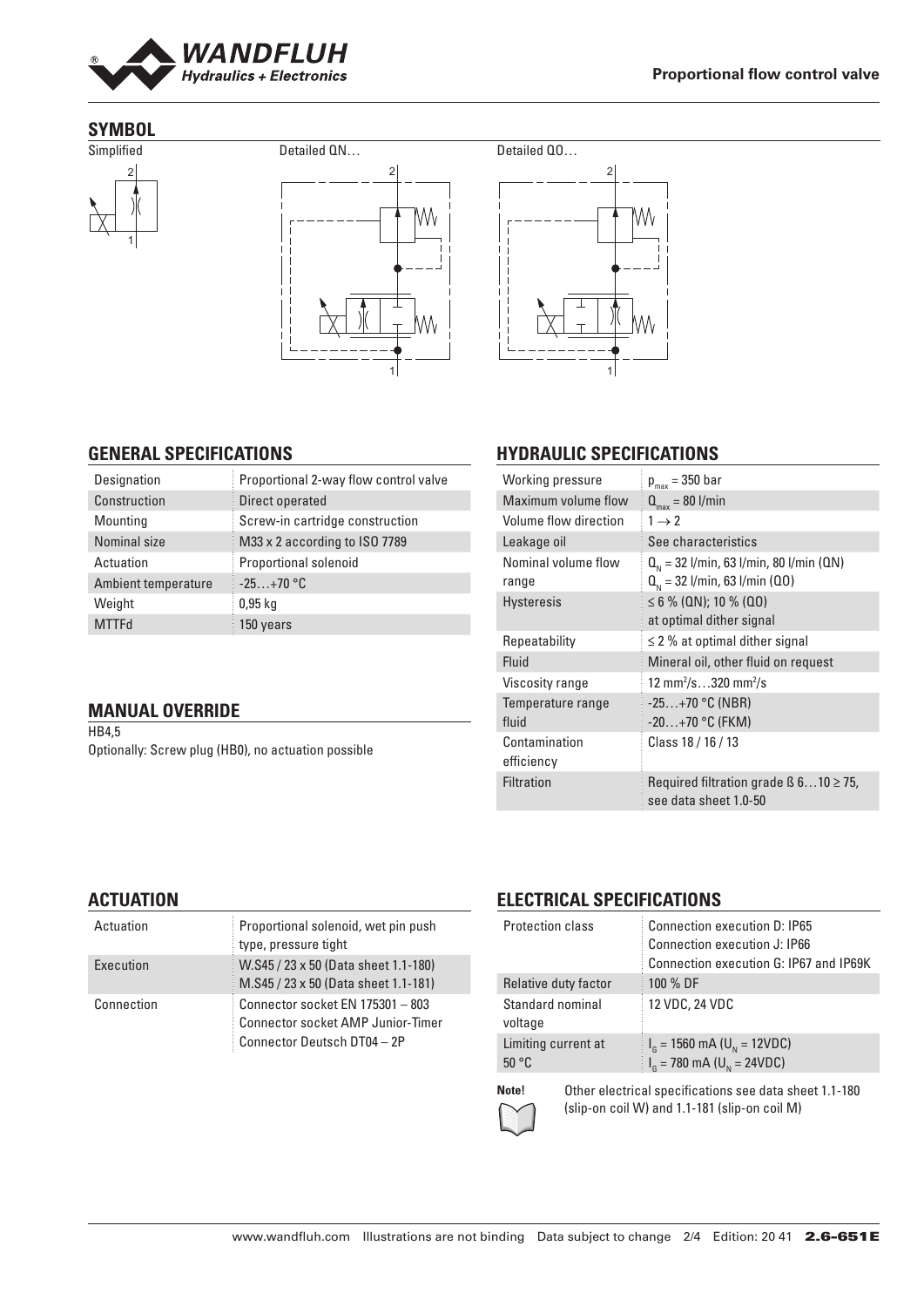## SYMBOL

Simplified

Detailed QN…

Detailed QO…

## GENERAL SPECIFICATIONS

| Designation | Proportional 2-way flow control valve |
|---|---|
| Construction | Direct operated |
| Mounting | Screw-in cartridge construction |
| Nominal size | M33 x 2 according to ISO 7789 |
| Actuation | Proportional solenoid |
| Ambient temperature | -25…+70 °C |
| Weight | 0,95 kg |
| MTTFd | 150 years |

## MANUAL OVERRIDE

HB4,5

Optionally: Screw plug (HB0), no actuation possible

## HYDRAULIC SPECIFICATIONS

| Working pressure | $p_{max}$ = 350 bar |
|---|---|
| Maximum volume flow | $Q_{max}$ = 80 l/min |
| Volume flow direction | 1 → 2 |
| Leakage oil | See characteristics |
| Nominal volume flow range | $Q_N$ = 32 l/min, 63 l/min, 80 l/min (QN)<br>$Q_N$ = 32 l/min, 63 l/min (QO) |
| Hysteresis | ≤ 6 % (QN); 10 % (QO)<br>at optimal dither signal |
| Repeatability | ≤ 2 % at optimal dither signal |
| Fluid | Mineral oil, other fluid on request |
| Viscosity range | 12 mm²/s…320 mm²/s |
| Temperature range fluid | -25…+70 °C (NBR)<br>-20…+70 °C (FKM) |
| Contamination efficiency | Class 18 / 16 / 13 |
| Filtration | Required filtration grade ß 6…10 ≥ 75, see data sheet 1.0-50 |

## ACTUATION

| Actuation | Proportional solenoid, wet pin push type, pressure tight |
|---|---|
| Execution | W.S45 / 23 x 50 (Data sheet 1.1-180)<br>M.S45 / 23 x 50 (Data sheet 1.1-181) |
| Connection | Connector socket EN 175301 – 803<br>Connector socket AMP Junior-Timer<br>Connector Deutsch DT04 – 2P |

## ELECTRICAL SPECIFICATIONS

| Protection class | Connection execution D: IP65<br>Connection execution J: IP66<br>Connection execution G: IP67 and IP69K |
|---|---|
| Relative duty factor | 100 % DF |
| Standard nominal voltage | 12 VDC, 24 VDC |
| Limiting current at 50 °C | $I_G$ = 1560 mA ($U_N$ = 12VDC)<br>$I_G$ = 780 mA ($U_N$ = 24VDC) |

**Note!** Other electrical specifications see data sheet 1.1-180 (slip-on coil W) and 1.1-181 (slip-on coil M)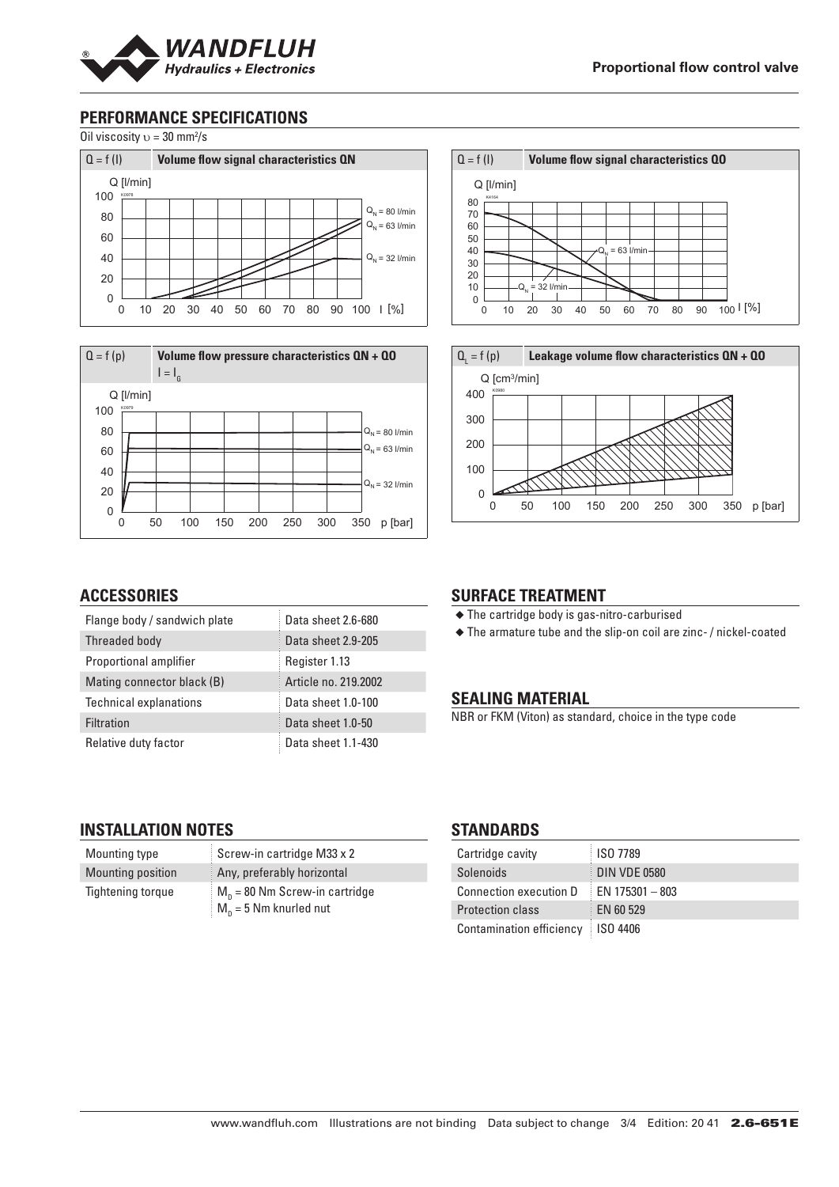## PERFORMANCE SPECIFICATIONS

Oil viscosity $\upsilon$ = 30 mm²/s

$Q = f(I)$ — Volume flow signal characteristics QN

$Q = f(I)$ — Volume flow signal characteristics QO

$Q = f(p)$ — Volume flow pressure characteristics QN + QO, $I = I_G$

$Q_L = f(p)$ — Leakage volume flow characteristics QN + QO

## ACCESSORIES

| | |
|---|---|
| Flange body / sandwich plate | Data sheet 2.6-680 |
| Threaded body | Data sheet 2.9-205 |
| Proportional amplifier | Register 1.13 |
| Mating connector black (B) | Article no. 219.2002 |
| Technical explanations | Data sheet 1.0-100 |
| Filtration | Data sheet 1.0-50 |
| Relative duty factor | Data sheet 1.1-430 |

## SURFACE TREATMENT

- The cartridge body is gas-nitro-carburised
- The armature tube and the slip-on coil are zinc- / nickel-coated

## SEALING MATERIAL

NBR or FKM (Viton) as standard, choice in the type code

## INSTALLATION NOTES

| | |
|---|---|
| Mounting type | Screw-in cartridge M33 x 2 |
| Mounting position | Any, preferably horizontal |
| Tightening torque | $M_D$ = 80 Nm Screw-in cartridge<br>$M_D$ = 5 Nm knurled nut |

## STANDARDS

| | |
|---|---|
| Cartridge cavity | ISO 7789 |
| Solenoids | DIN VDE 0580 |
| Connection execution D | EN 175301 – 803 |
| Protection class | EN 60 529 |
| Contamination efficiency | ISO 4406 |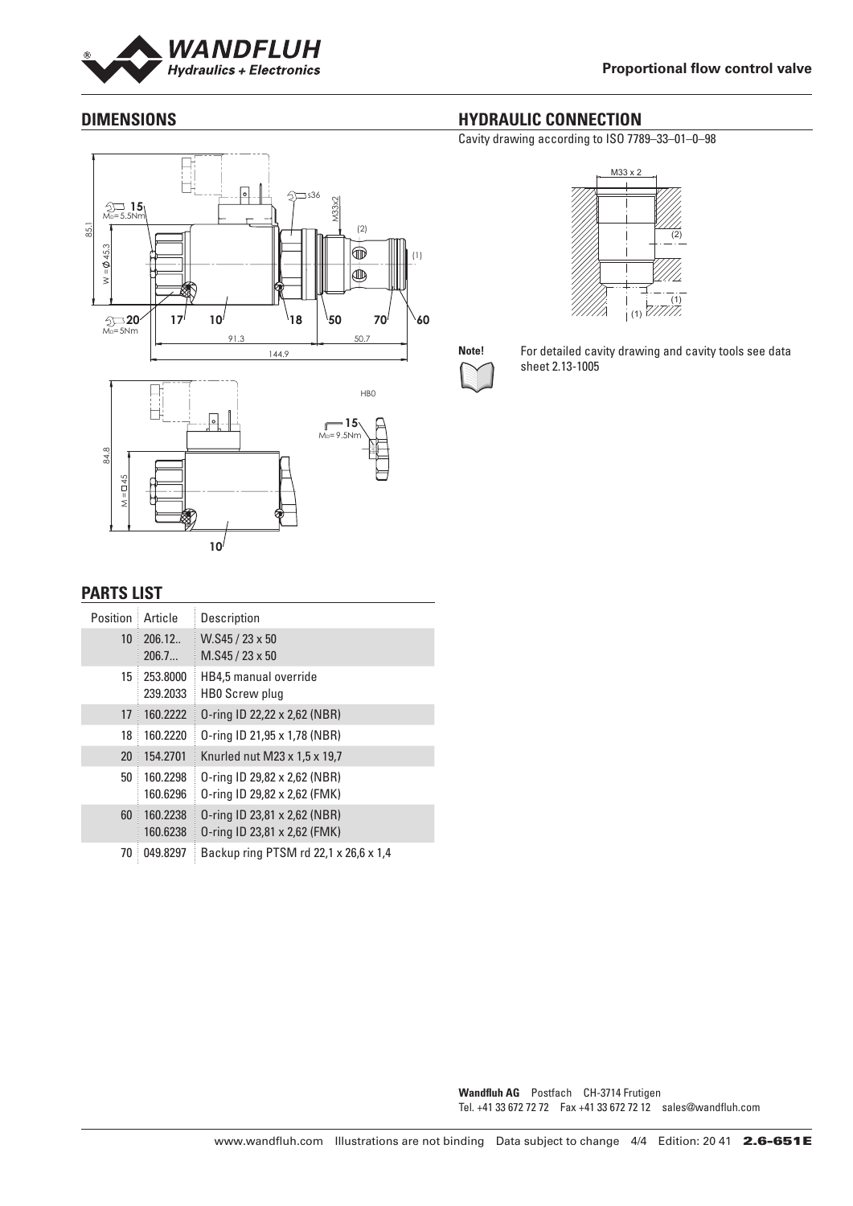## DIMENSIONS

15
$M_D$= 5.5Nm
s36
M33x2
(2)
(1)
85.1
W = Ø 45.3
20
$M_D$= 5Nm
17
10
18
50
70
60
91.3
50.7
144.9

84.8
M = □45
HB0
15
$M_D$= 9.5Nm
10

## HYDRAULIC CONNECTION

Cavity drawing according to ISO 7789–33–01–0–98

M33 x 2
(2)
(1)
(1)

**Note!** For detailed cavity drawing and cavity tools see data sheet 2.13-1005

## PARTS LIST

| Position | Article | Description |
|---|---|---|
| 10 | 206.12..<br>206.7... | W.S45 / 23 x 50<br>M.S45 / 23 x 50 |
| 15 | 253.8000<br>239.2033 | HB4,5 manual override<br>HB0 Screw plug |
| 17 | 160.2222 | O-ring ID 22,22 x 2,62 (NBR) |
| 18 | 160.2220 | O-ring ID 21,95 x 1,78 (NBR) |
| 20 | 154.2701 | Knurled nut M23 x 1,5 x 19,7 |
| 50 | 160.2298<br>160.6296 | O-ring ID 29,82 x 2,62 (NBR)<br>O-ring ID 29,82 x 2,62 (FMK) |
| 60 | 160.2238<br>160.6238 | O-ring ID 23,81 x 2,62 (NBR)<br>O-ring ID 23,81 x 2,62 (FMK) |
| 70 | 049.8297 | Backup ring PTSM rd 22,1 x 26,6 x 1,4 |

**Wandfluh AG** Postfach CH-3714 Frutigen
Tel. +41 33 672 72 72 Fax +41 33 672 72 12 sales@wandfluh.com